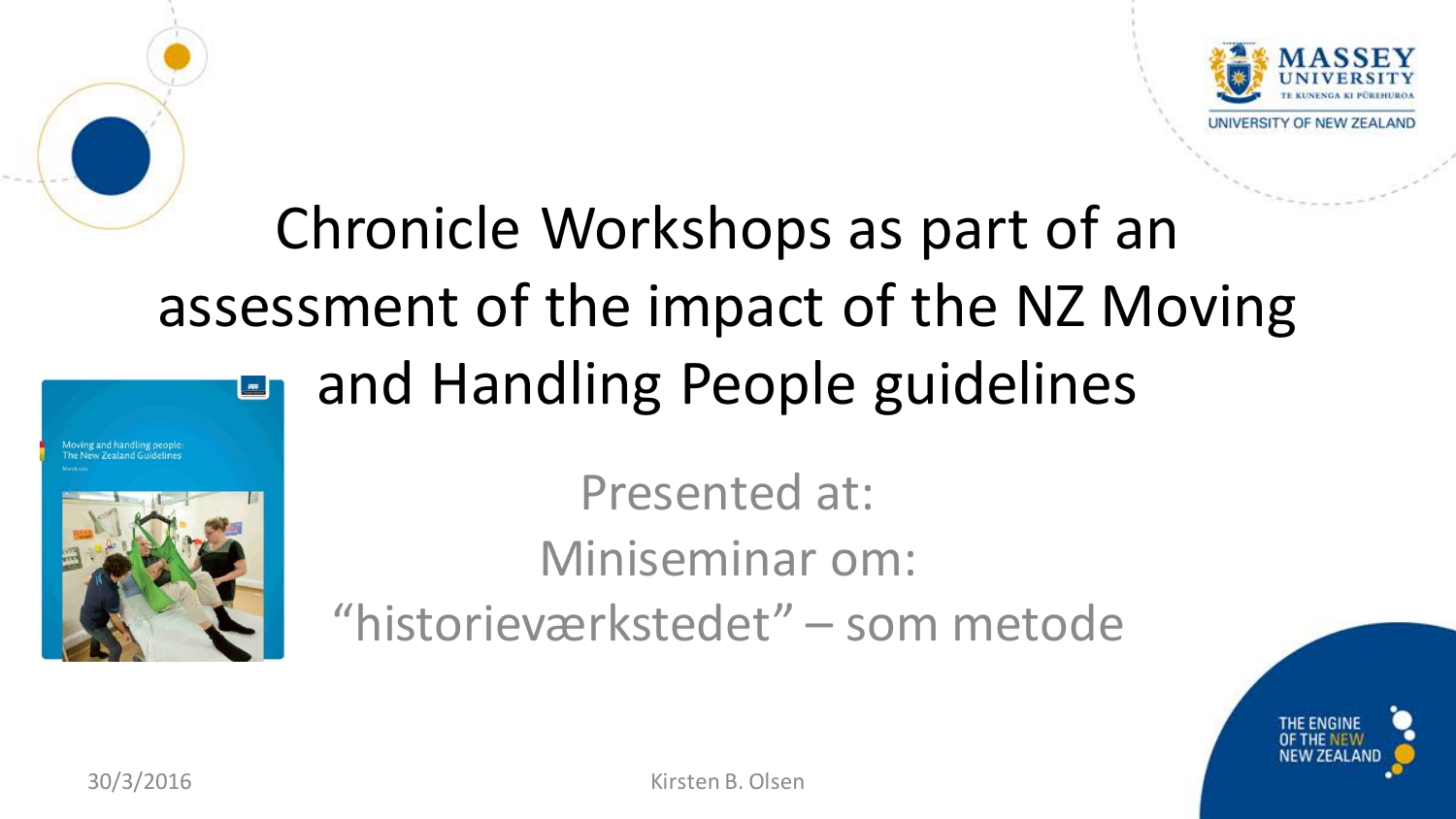# Chronicle Workshops as part of an assessment of the impact of the NZ Moving and Handling People guidelines

Presented at:

Miniseminar om:

“historieværkstedet” – som metode

30/3/2016

Kirsten B. Olsen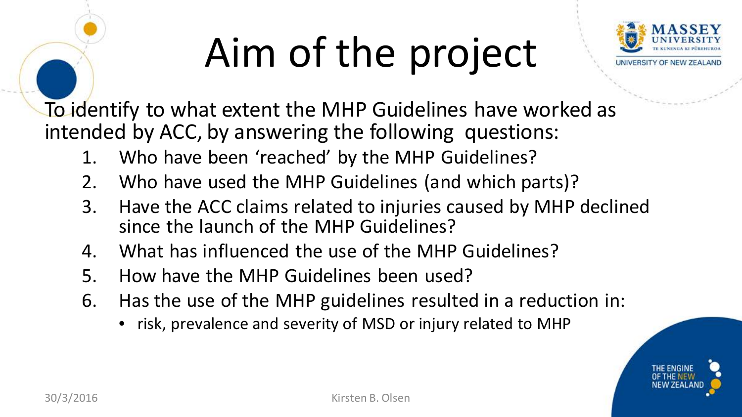# Aim of the project

To identify to what extent the MHP Guidelines have worked as intended by ACC, by answering the following questions:

1. Who have been 'reached' by the MHP Guidelines?
2. Who have used the MHP Guidelines (and which parts)?
3. Have the ACC claims related to injuries caused by MHP declined since the launch of the MHP Guidelines?
4. What has influenced the use of the MHP Guidelines?
5. How have the MHP Guidelines been used?
6. Has the use of the MHP guidelines resulted in a reduction in:
   - risk, prevalence and severity of MSD or injury related to MHP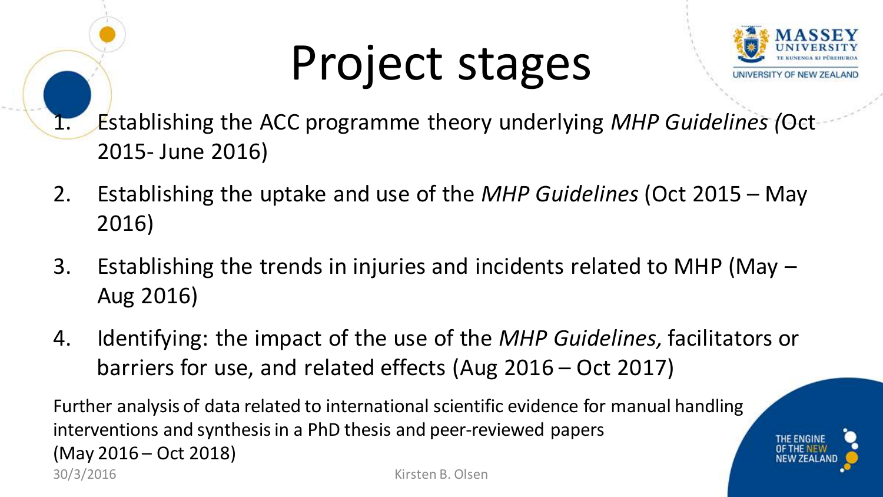# Project stages

1. Establishing the ACC programme theory underlying *MHP Guidelines (*Oct 2015- June 2016)
2. Establishing the uptake and use of the *MHP Guidelines* (Oct 2015 – May 2016)
3. Establishing the trends in injuries and incidents related to MHP (May – Aug 2016)
4. Identifying: the impact of the use of the *MHP Guidelines,* facilitators or barriers for use, and related effects (Aug 2016 – Oct 2017)

Further analysis of data related to international scientific evidence for manual handling interventions and synthesis in a PhD thesis and peer-reviewed papers (May 2016 – Oct 2018)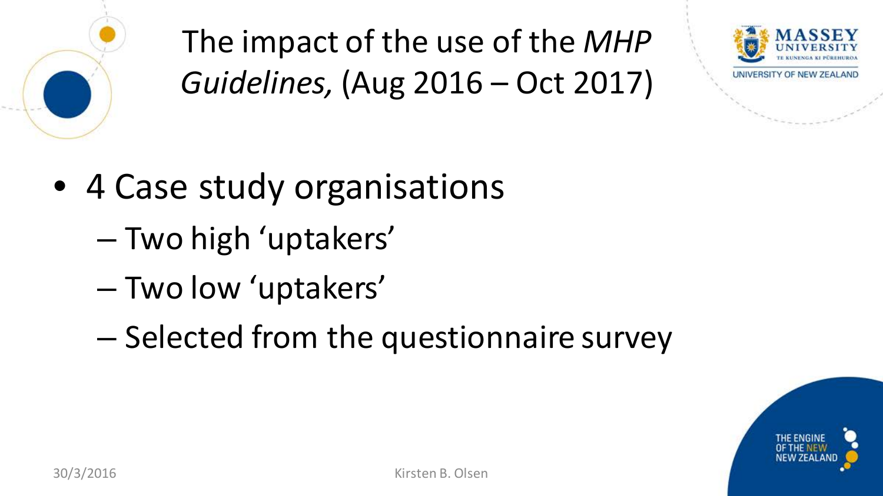# The impact of the use of the *MHP Guidelines,* (Aug 2016 – Oct 2017)

- 4 Case study organisations
  - Two high ‘uptakers’
  - Two low ‘uptakers’
  - Selected from the questionnaire survey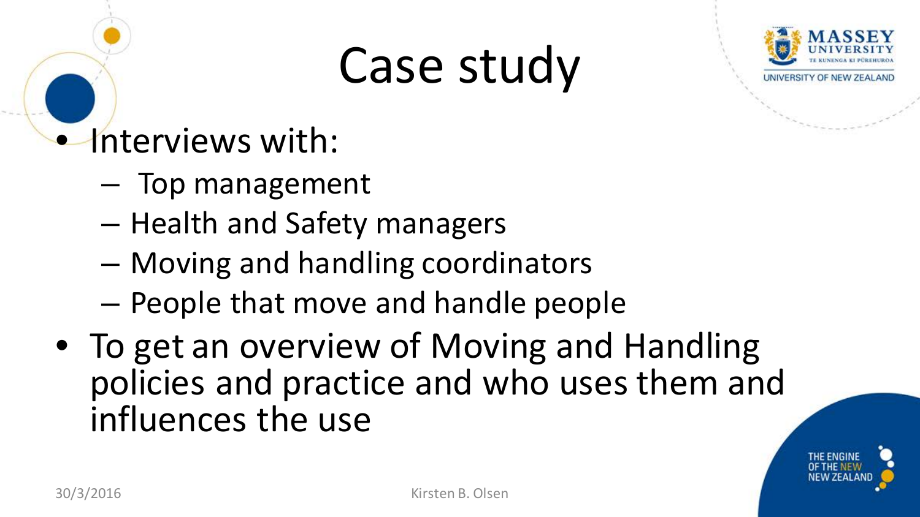# Case study

- Interviews with:
  - Top management
  - Health and Safety managers
  - Moving and handling coordinators
  - People that move and handle people
- To get an overview of Moving and Handling policies and practice and who uses them and influences the use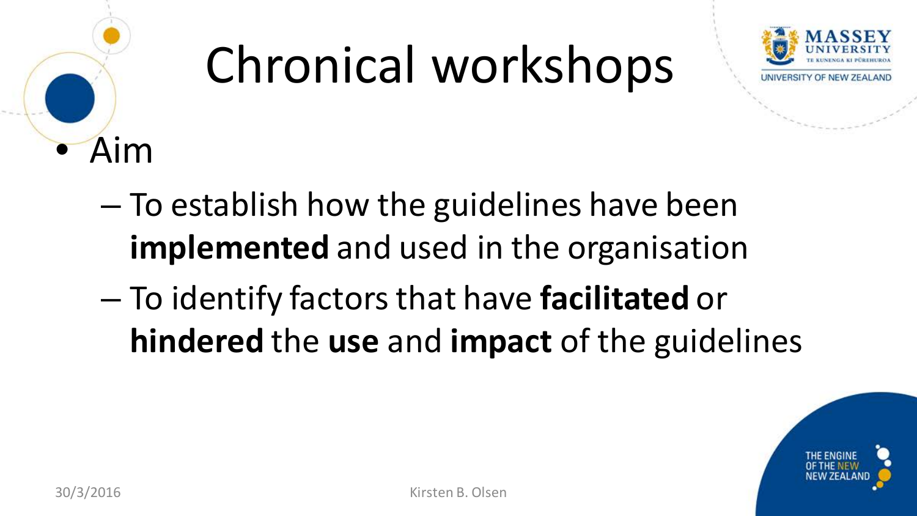# Chronical workshops

- Aim
  - To establish how the guidelines have been **implemented** and used in the organisation
  - To identify factors that have **facilitated** or **hindered** the **use** and **impact** of the guidelines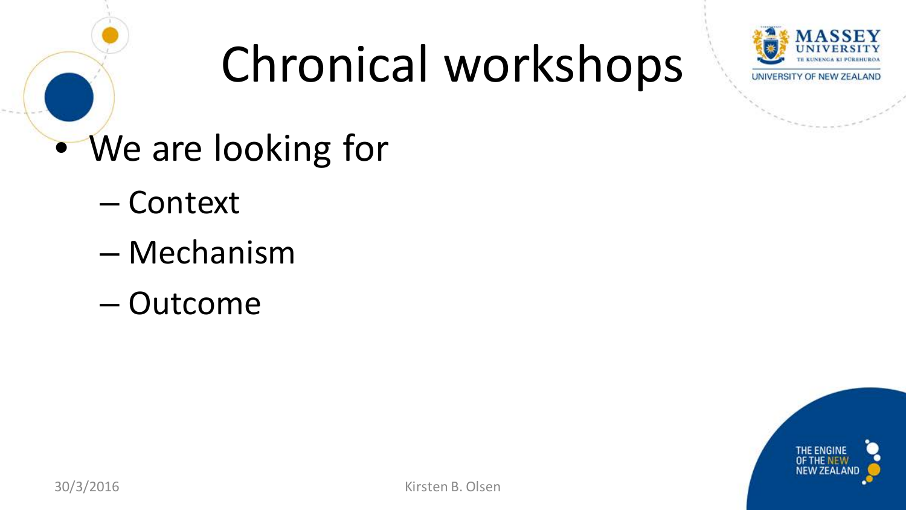# Chronical workshops

- We are looking for
  - Context
  - Mechanism
  - Outcome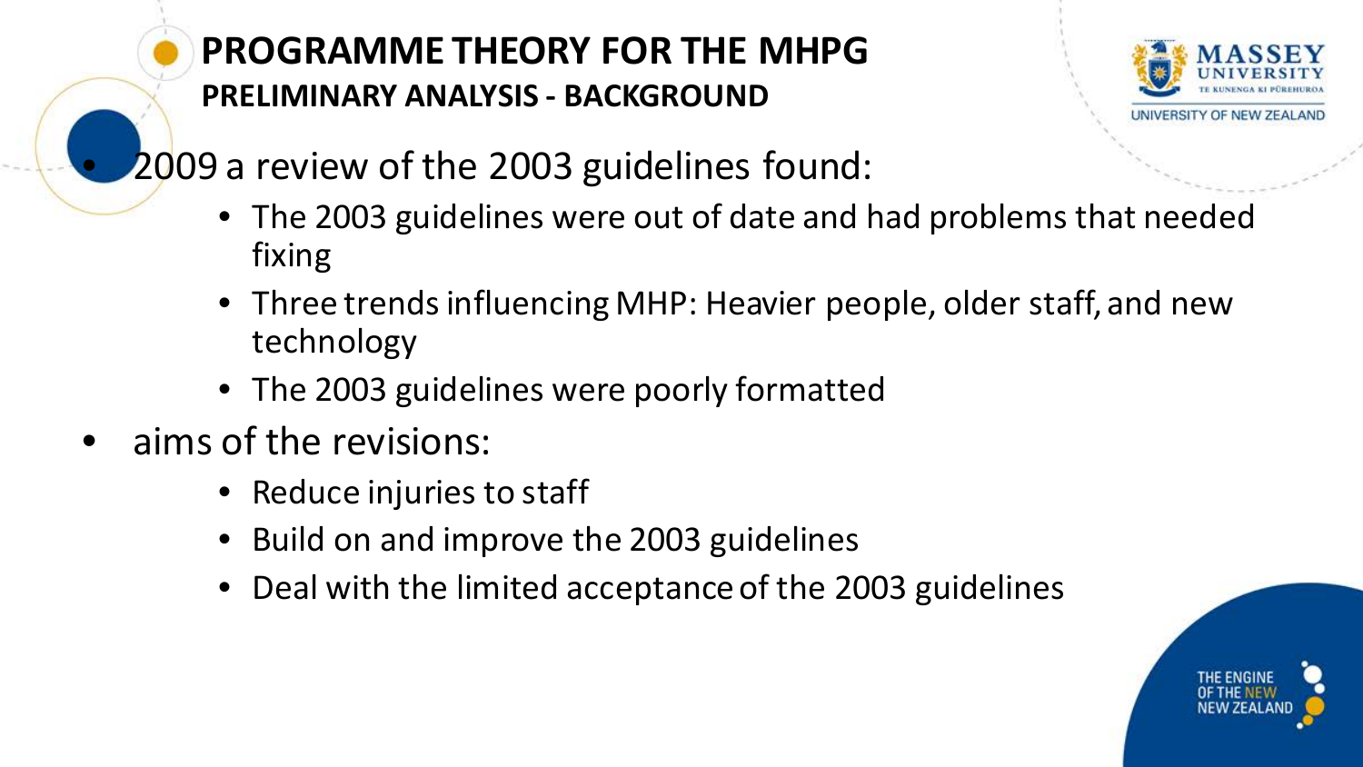# PROGRAMME THEORY FOR THE MHPG

## PRELIMINARY ANALYSIS - BACKGROUND

- 2009 a review of the 2003 guidelines found:
  - The 2003 guidelines were out of date and had problems that needed fixing
  - Three trends influencing MHP: Heavier people, older staff, and new technology
  - The 2003 guidelines were poorly formatted
- aims of the revisions:
  - Reduce injuries to staff
  - Build on and improve the 2003 guidelines
  - Deal with the limited acceptance of the 2003 guidelines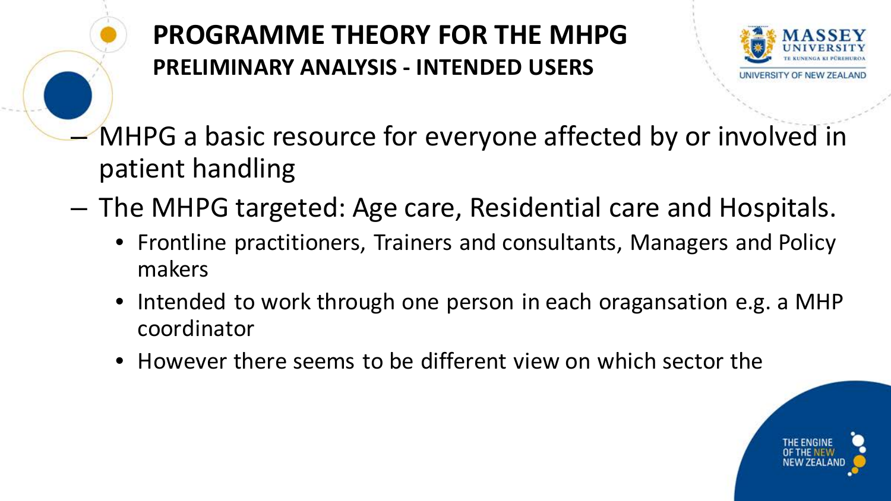# PROGRAMME THEORY FOR THE MHPG

## PRELIMINARY ANALYSIS - INTENDED USERS

- MHPG a basic resource for everyone affected by or involved in patient handling
- The MHPG targeted: Age care, Residential care and Hospitals.
  - Frontline practitioners, Trainers and consultants, Managers and Policy makers
  - Intended to work through one person in each oragansation e.g. a MHP coordinator
  - However there seems to be different view on which sector the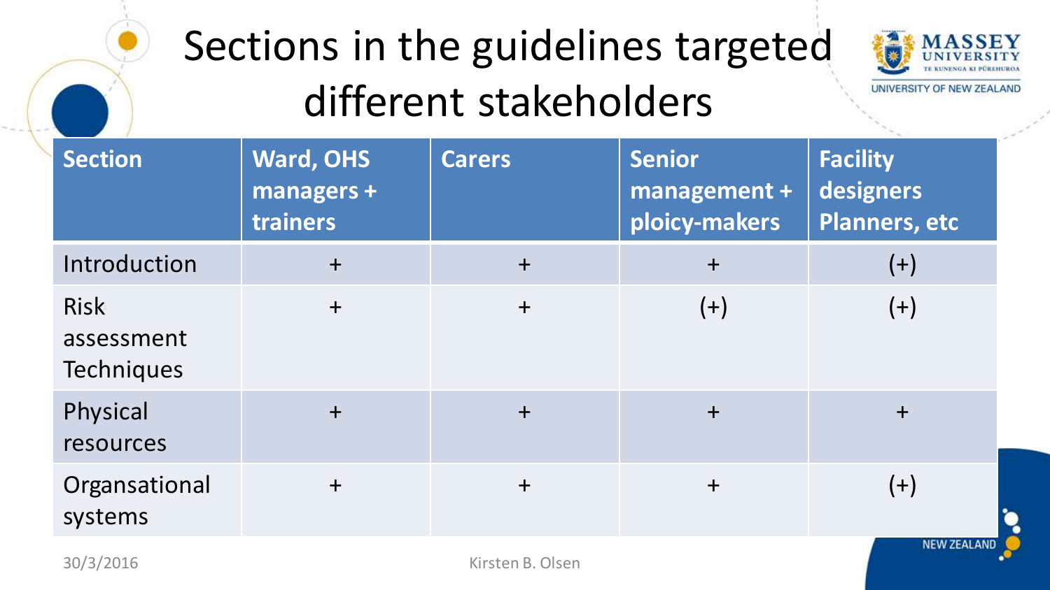# Sections in the guidelines targeted different stakeholders

| Section | Ward, OHS managers + trainers | Carers | Senior management + ploicy-makers | Facility designers Planners, etc |
|---|---|---|---|---|
| Introduction | + | + | + | (+) |
| Risk assessment Techniques | + | + | (+) | (+) |
| Physical resources | + | + | + | + |
| Organsational systems | + | + | + | (+) |

30/3/2016 Kirsten B. Olsen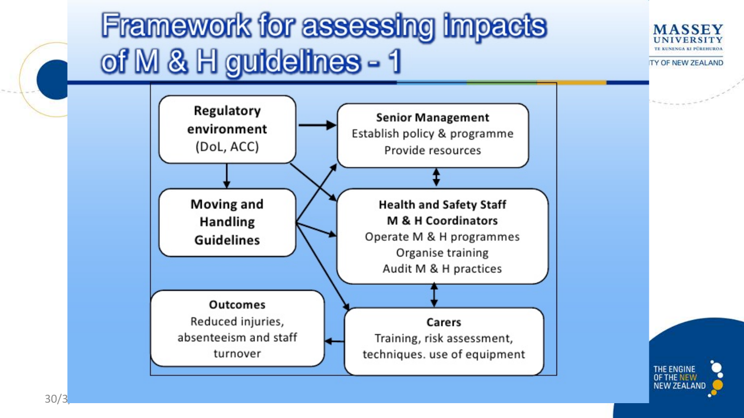# Framework for assessing impacts of M & H guidelines - 1

**Regulatory environment**
(DoL, ACC)

**Senior Management**
Establish policy & programme
Provide resources

**Moving and Handling Guidelines**

**Health and Safety Staff**
**M & H Coordinators**
Operate M & H programmes
Organise training
Audit M & H practices

**Outcomes**
Reduced injuries, absenteeism and staff turnover

**Carers**
Training, risk assessment, techniques. use of equipment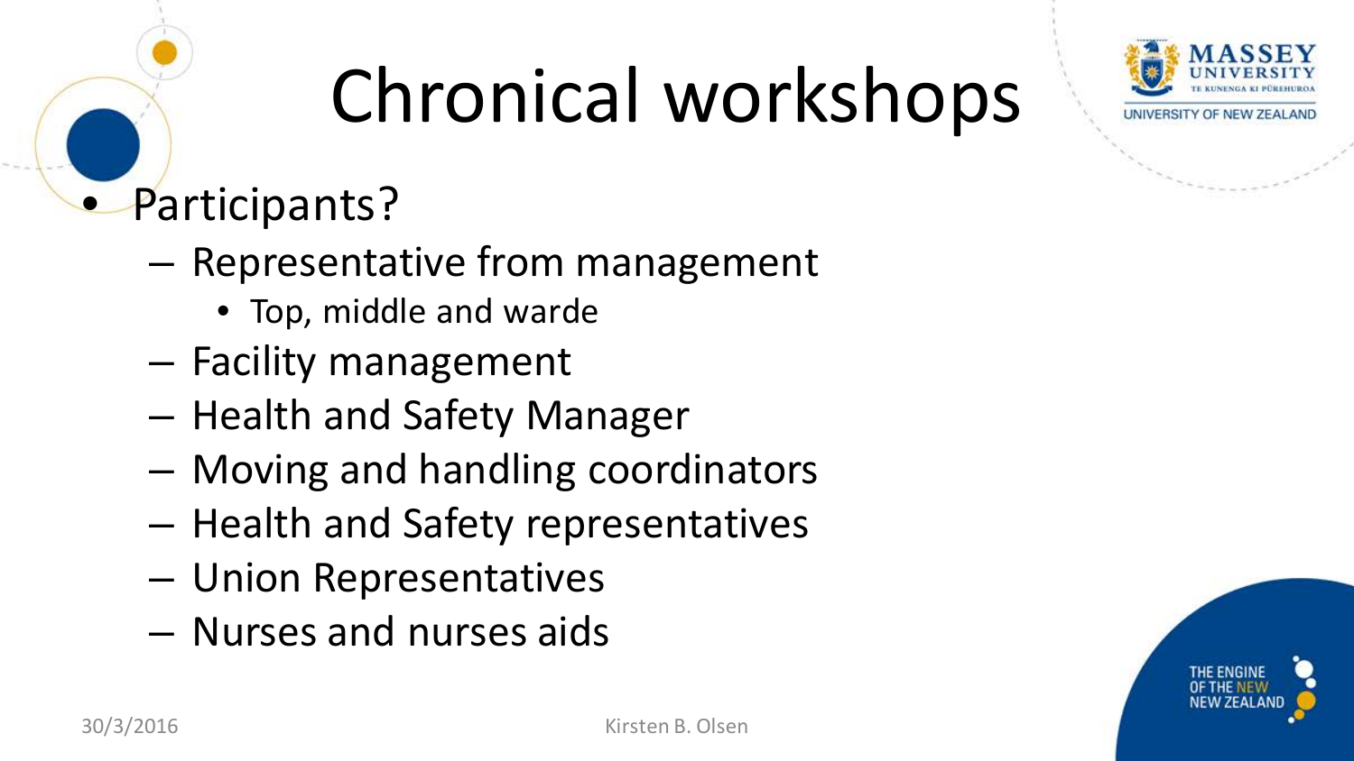# Chronical workshops

- Participants?
  - Representative from management
    - Top, middle and warde
  - Facility management
  - Health and Safety Manager
  - Moving and handling coordinators
  - Health and Safety representatives
  - Union Representatives
  - Nurses and nurses aids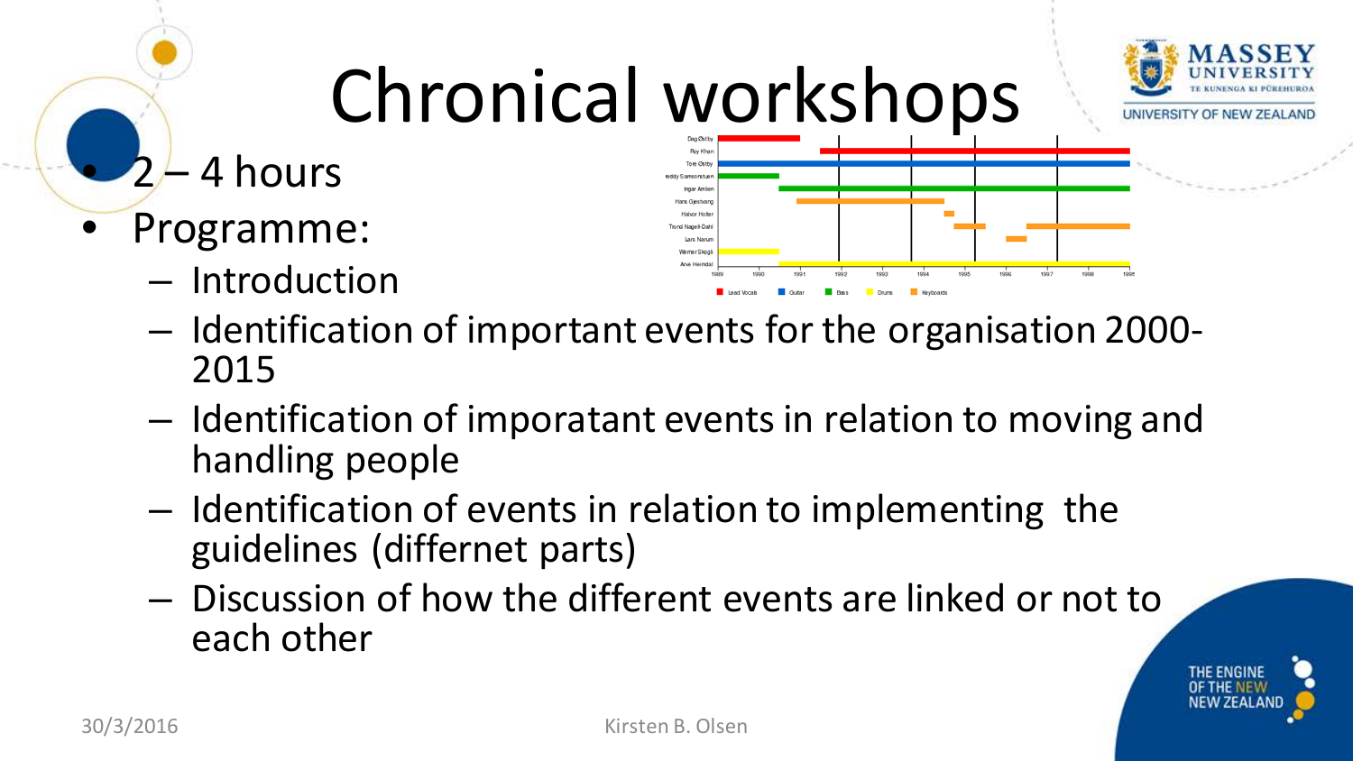# Chronical workshops

- 2 – 4 hours
- Programme:
  - Introduction
  - Identification of important events for the organisation 2000-2015
  - Identification of imporatant events in relation to moving and handling people
  - Identification of events in relation to implementing the guidelines (differnet parts)
  - Discussion of how the different events are linked or not to each other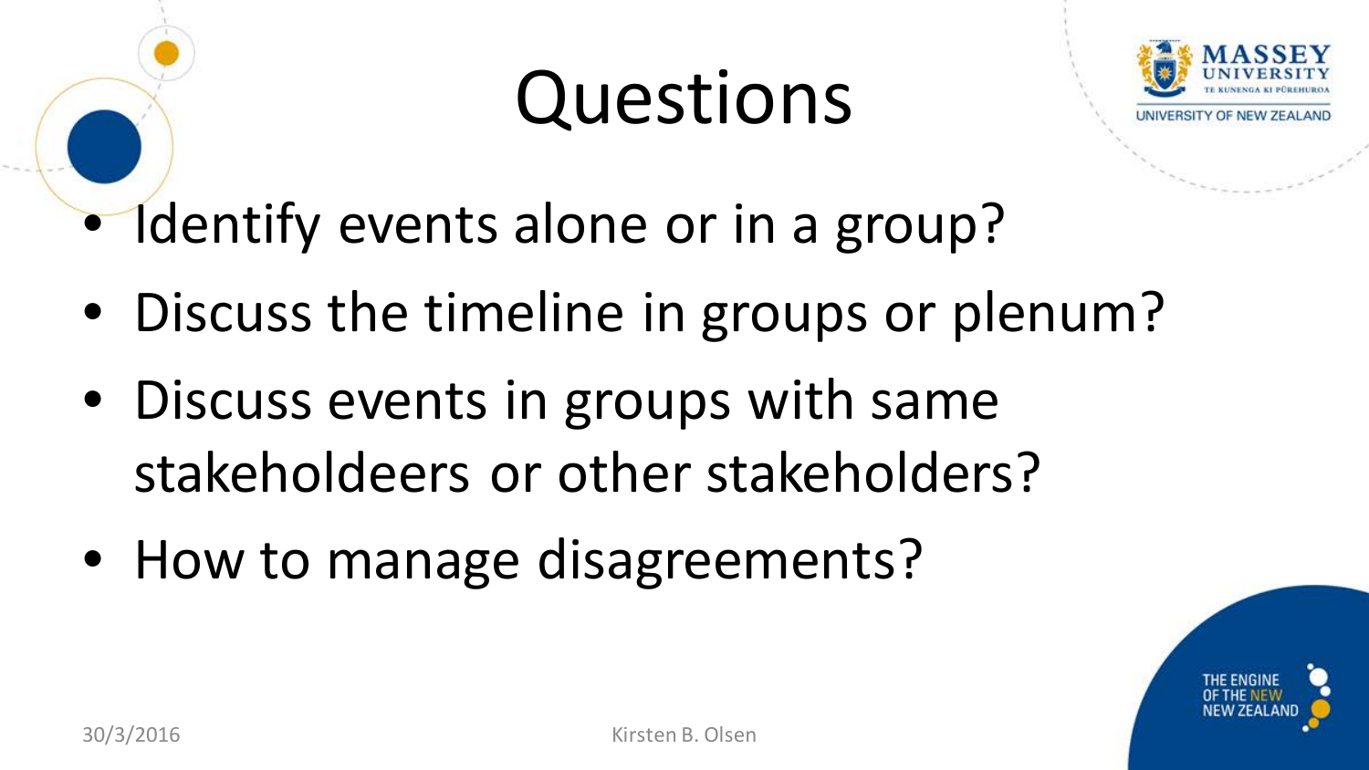# Questions

- Identify events alone or in a group?
- Discuss the timeline in groups or plenum?
- Discuss events in groups with same stakeholdeers or other stakeholders?
- How to manage disagreements?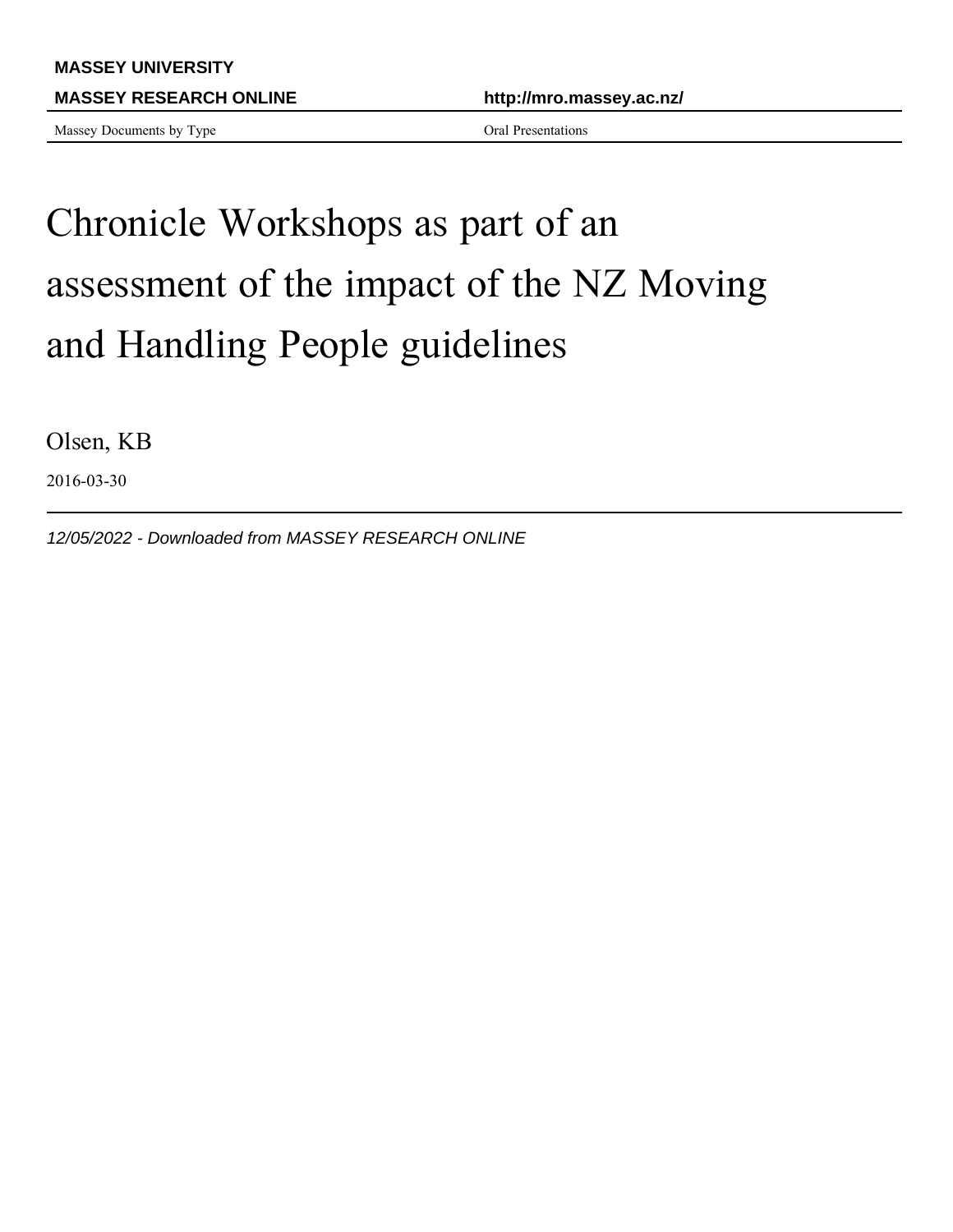MASSEY UNIVERSITY

MASSEY RESEARCH ONLINE http://mro.massey.ac.nz/

Massey Documents by Type Oral Presentations

# Chronicle Workshops as part of an assessment of the impact of the NZ Moving and Handling People guidelines

Olsen, KB

2016-03-30

*12/05/2022 - Downloaded from MASSEY RESEARCH ONLINE*